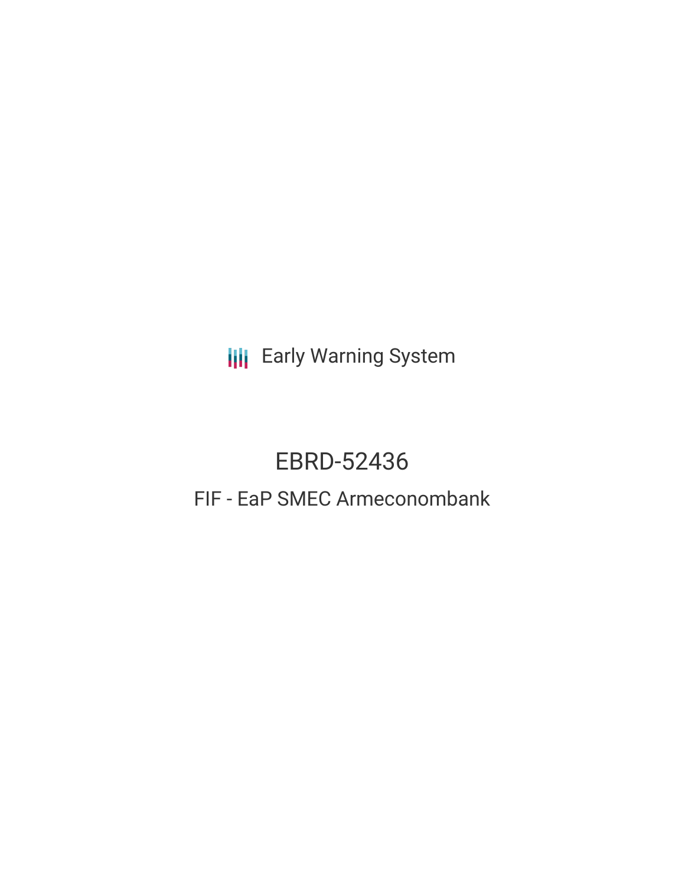Early Warning System

# EBRD-52436

## FIF - EaP SMEC Armeconombank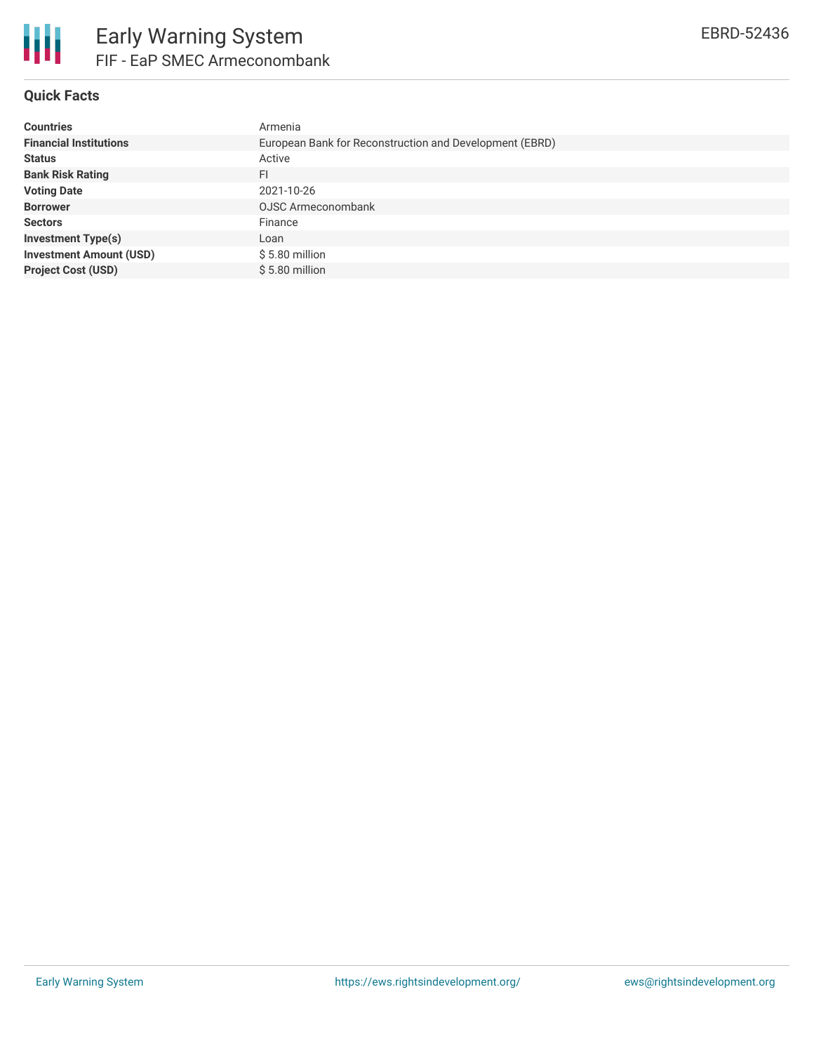# Early Warning System

## FIF - EaP SMEC Armeconombank

EBRD-52436

### Quick Facts

| | |
|---|---|
| **Countries** | Armenia |
| **Financial Institutions** | European Bank for Reconstruction and Development (EBRD) |
| **Status** | Active |
| **Bank Risk Rating** | FI |
| **Voting Date** | 2021-10-26 |
| **Borrower** | OJSC Armeconombank |
| **Sectors** | Finance |
| **Investment Type(s)** | Loan |
| **Investment Amount (USD)** | $ 5.80 million |
| **Project Cost (USD)** | $ 5.80 million |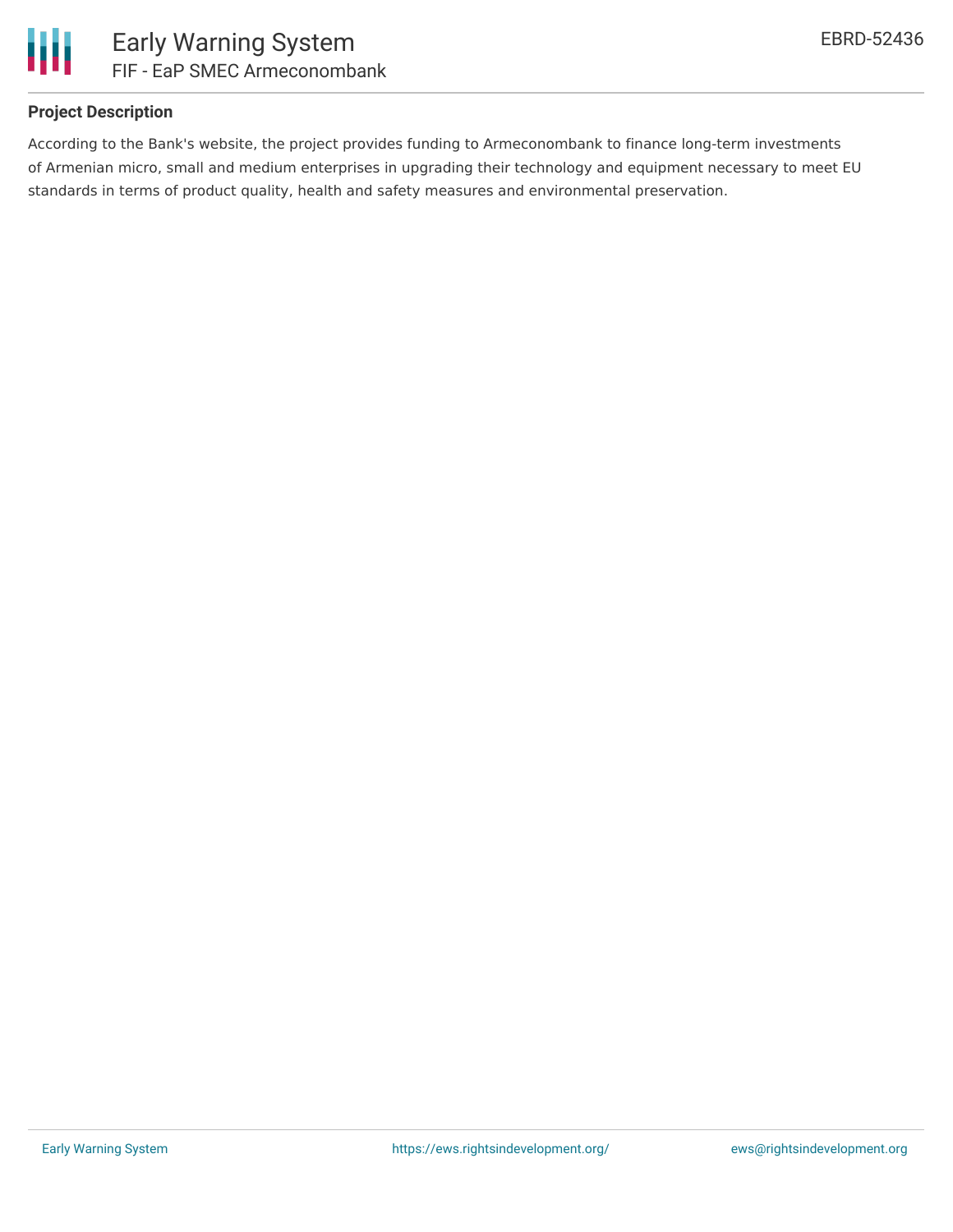### Project Description

According to the Bank's website, the project provides funding to Armeconombank to finance long-term investments of Armenian micro, small and medium enterprises in upgrading their technology and equipment necessary to meet EU standards in terms of product quality, health and safety measures and environmental preservation.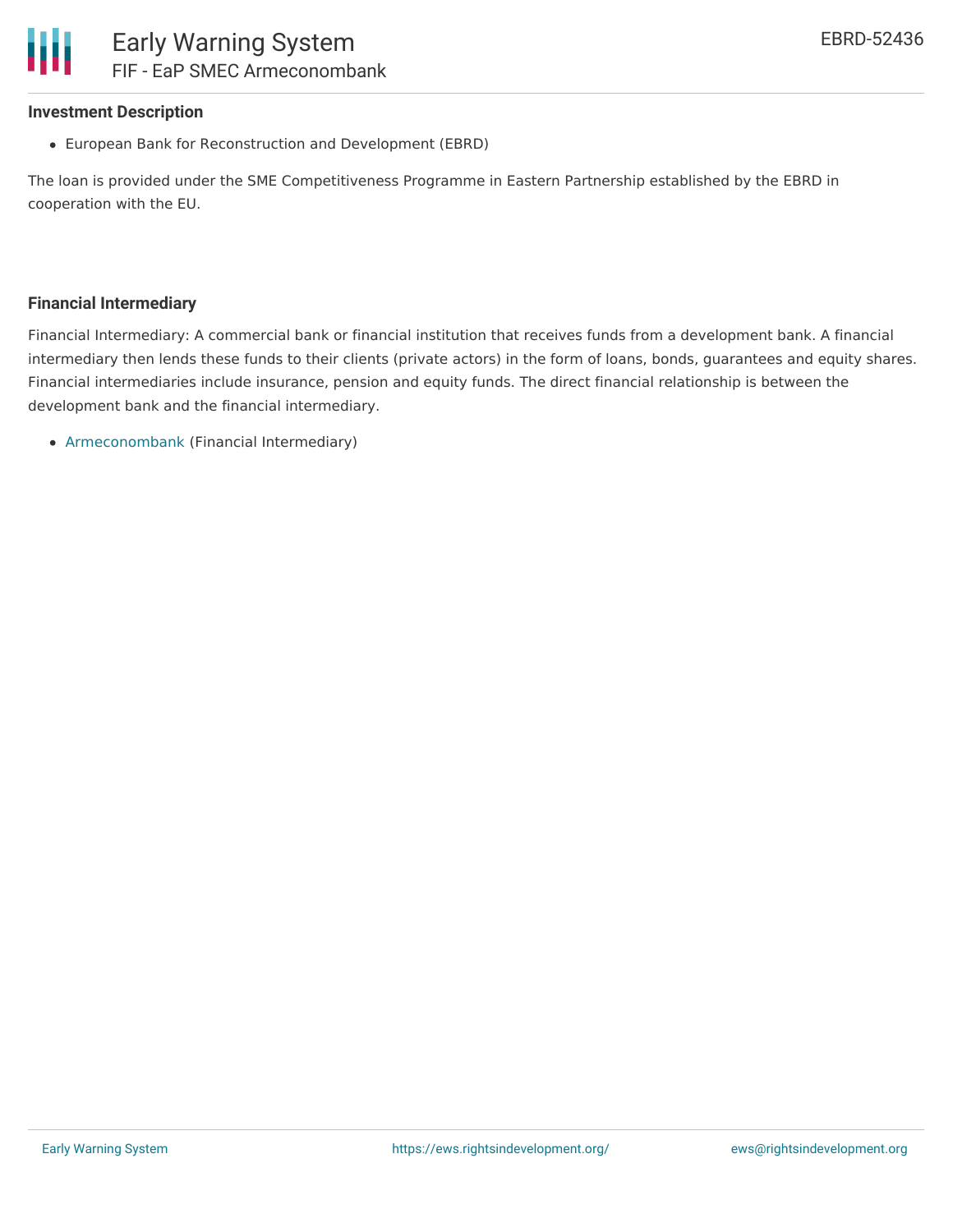### Investment Description

- European Bank for Reconstruction and Development (EBRD)

The loan is provided under the SME Competitiveness Programme in Eastern Partnership established by the EBRD in cooperation with the EU.

### Financial Intermediary

Financial Intermediary: A commercial bank or financial institution that receives funds from a development bank. A financial intermediary then lends these funds to their clients (private actors) in the form of loans, bonds, guarantees and equity shares. Financial intermediaries include insurance, pension and equity funds. The direct financial relationship is between the development bank and the financial intermediary.

- Armeconombank (Financial Intermediary)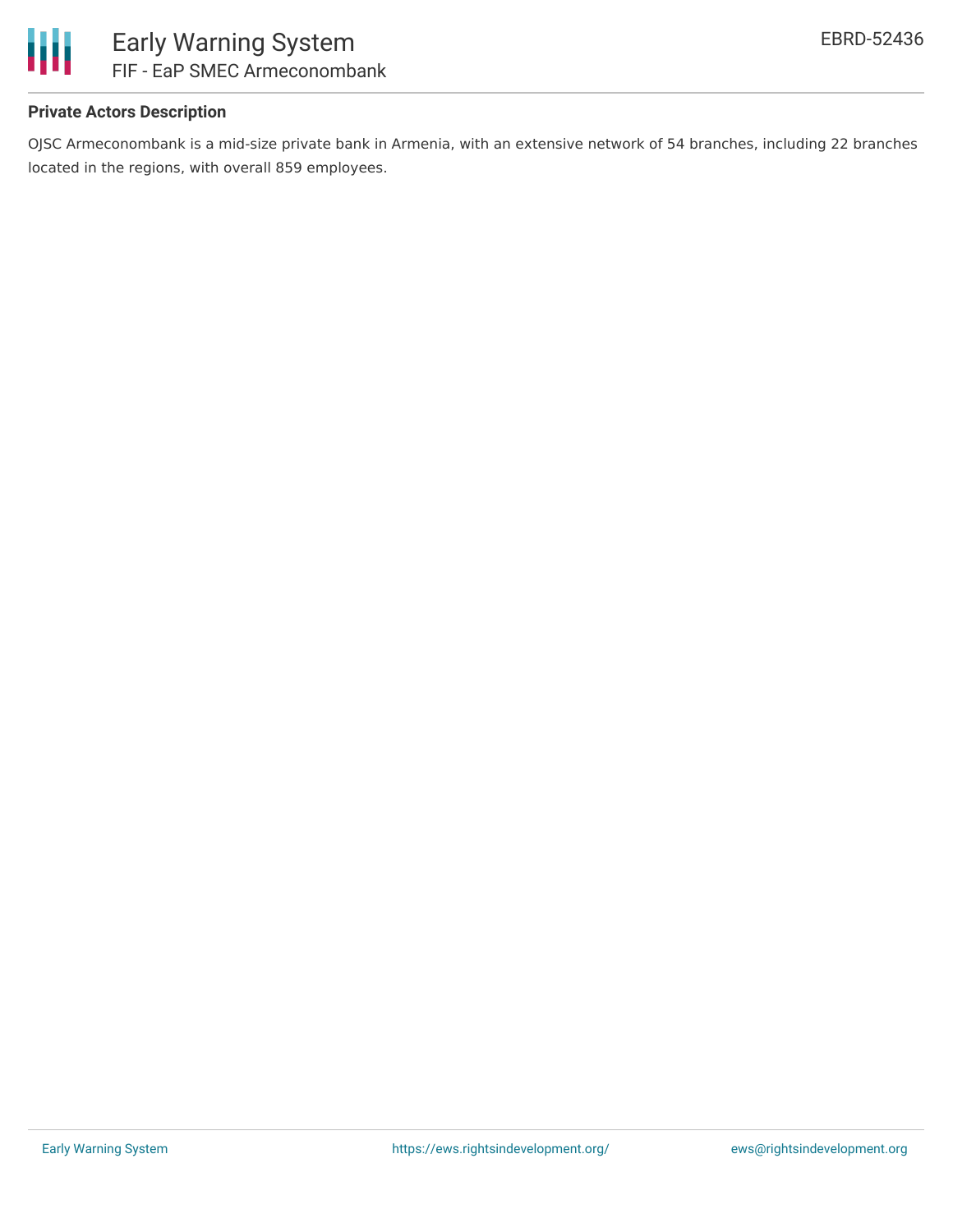### Private Actors Description

OJSC Armeconombank is a mid-size private bank in Armenia, with an extensive network of 54 branches, including 22 branches located in the regions, with overall 859 employees.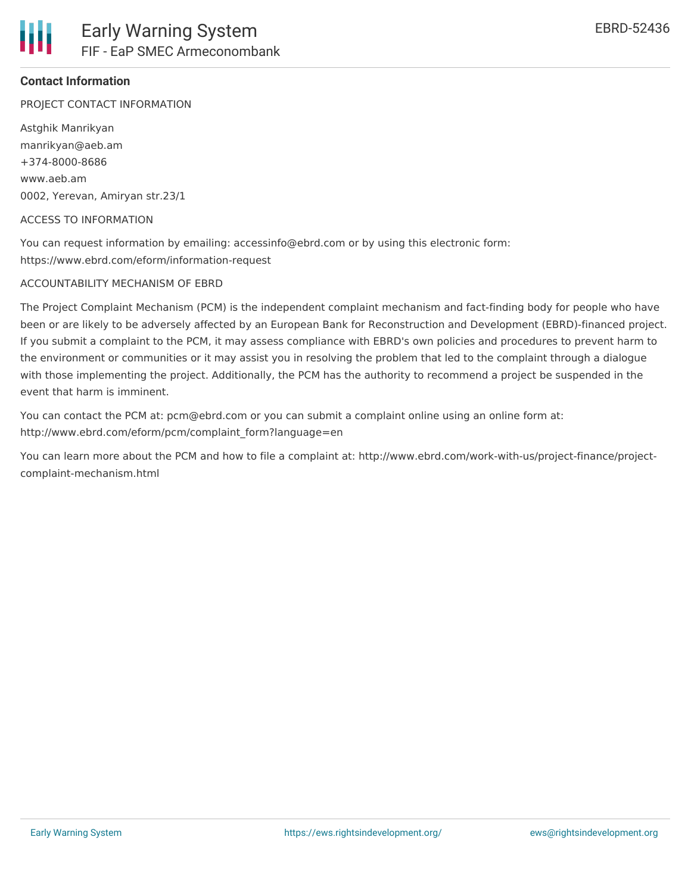## Contact Information

PROJECT CONTACT INFORMATION

Astghik Manrikyan
manrikyan@aeb.am
+374-8000-8686
www.aeb.am
0002, Yerevan, Amiryan str.23/1

ACCESS TO INFORMATION

You can request information by emailing: accessinfo@ebrd.com or by using this electronic form: https://www.ebrd.com/eform/information-request

ACCOUNTABILITY MECHANISM OF EBRD

The Project Complaint Mechanism (PCM) is the independent complaint mechanism and fact-finding body for people who have been or are likely to be adversely affected by an European Bank for Reconstruction and Development (EBRD)-financed project. If you submit a complaint to the PCM, it may assess compliance with EBRD's own policies and procedures to prevent harm to the environment or communities or it may assist you in resolving the problem that led to the complaint through a dialogue with those implementing the project. Additionally, the PCM has the authority to recommend a project be suspended in the event that harm is imminent.

You can contact the PCM at: pcm@ebrd.com or you can submit a complaint online using an online form at: http://www.ebrd.com/eform/pcm/complaint_form?language=en

You can learn more about the PCM and how to file a complaint at: http://www.ebrd.com/work-with-us/project-finance/project-complaint-mechanism.html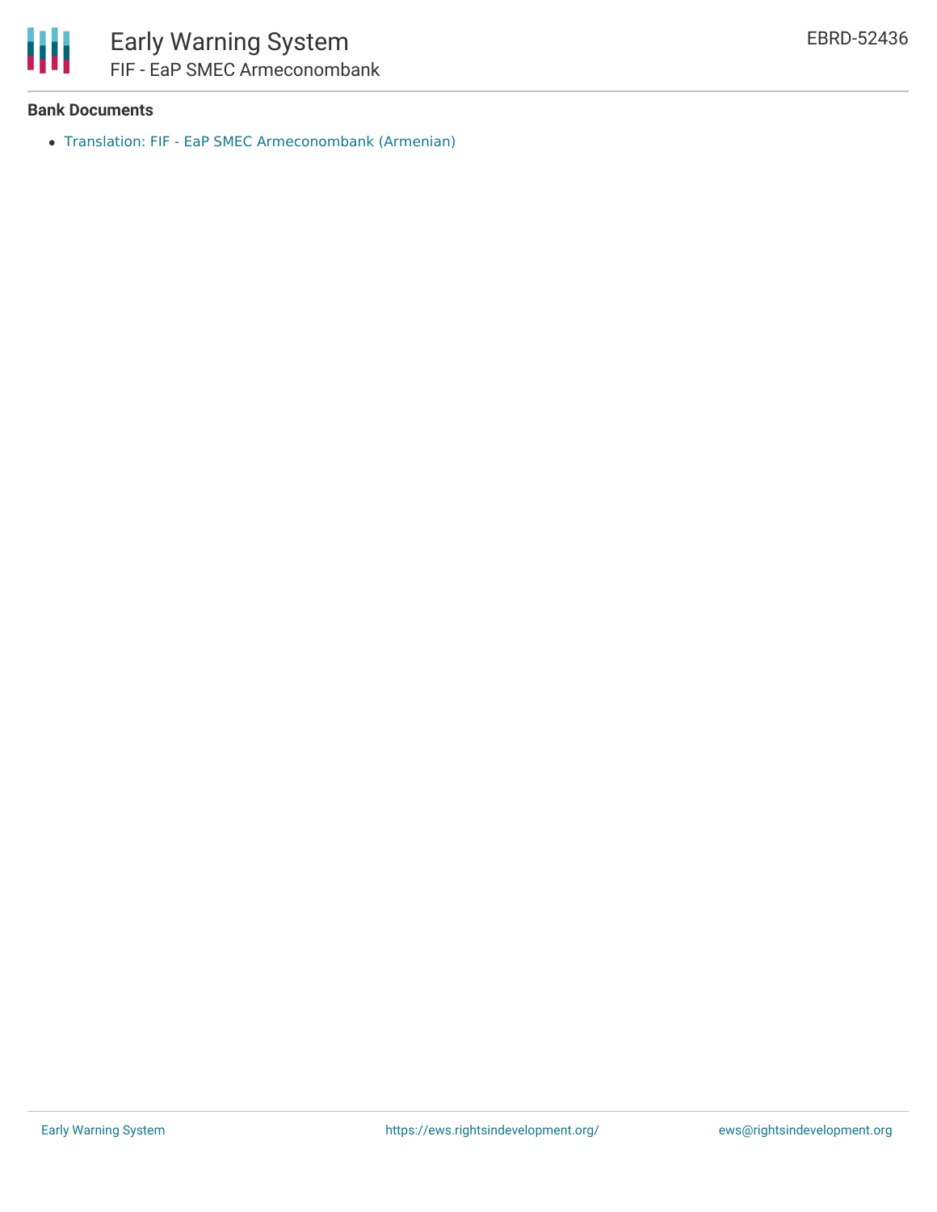**Bank Documents**

- Translation: FIF - EaP SMEC Armeconombank (Armenian)